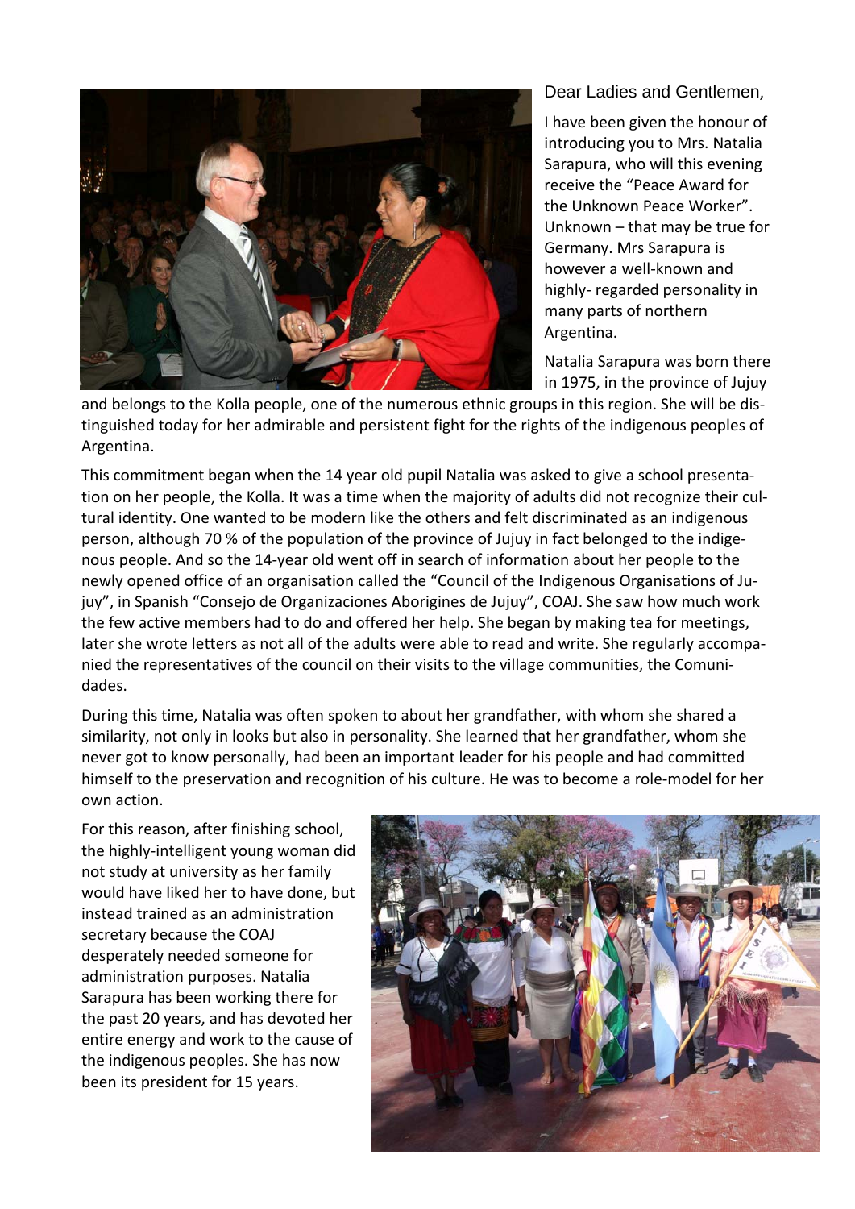Dear Ladies and Gentlemen,

I have been given the honour of introducing you to Mrs. Natalia Sarapura, who will this evening receive the "Peace Award for the Unknown Peace Worker". Unknown – that may be true for Germany. Mrs Sarapura is however a well-known and highly- regarded personality in many parts of northern Argentina.

Natalia Sarapura was born there in 1975, in the province of Jujuy and belongs to the Kolla people, one of the numerous ethnic groups in this region. She will be distinguished today for her admirable and persistent fight for the rights of the indigenous peoples of Argentina.

This commitment began when the 14 year old pupil Natalia was asked to give a school presentation on her people, the Kolla. It was a time when the majority of adults did not recognize their cultural identity. One wanted to be modern like the others and felt discriminated as an indigenous person, although 70 % of the population of the province of Jujuy in fact belonged to the indigenous people. And so the 14-year old went off in search of information about her people to the newly opened office of an organisation called the "Council of the Indigenous Organisations of Jujuy", in Spanish "Consejo de Organizaciones Aborigines de Jujuy", COAJ. She saw how much work the few active members had to do and offered her help. She began by making tea for meetings, later she wrote letters as not all of the adults were able to read and write. She regularly accompanied the representatives of the council on their visits to the village communities, the Comunidades.

During this time, Natalia was often spoken to about her grandfather, with whom she shared a similarity, not only in looks but also in personality. She learned that her grandfather, whom she never got to know personally, had been an important leader for his people and had committed himself to the preservation and recognition of his culture. He was to become a role-model for her own action.

For this reason, after finishing school, the highly-intelligent young woman did not study at university as her family would have liked her to have done, but instead trained as an administration secretary because the COAJ desperately needed someone for administration purposes. Natalia Sarapura has been working there for the past 20 years, and has devoted her entire energy and work to the cause of the indigenous peoples. She has now been its president for 15 years.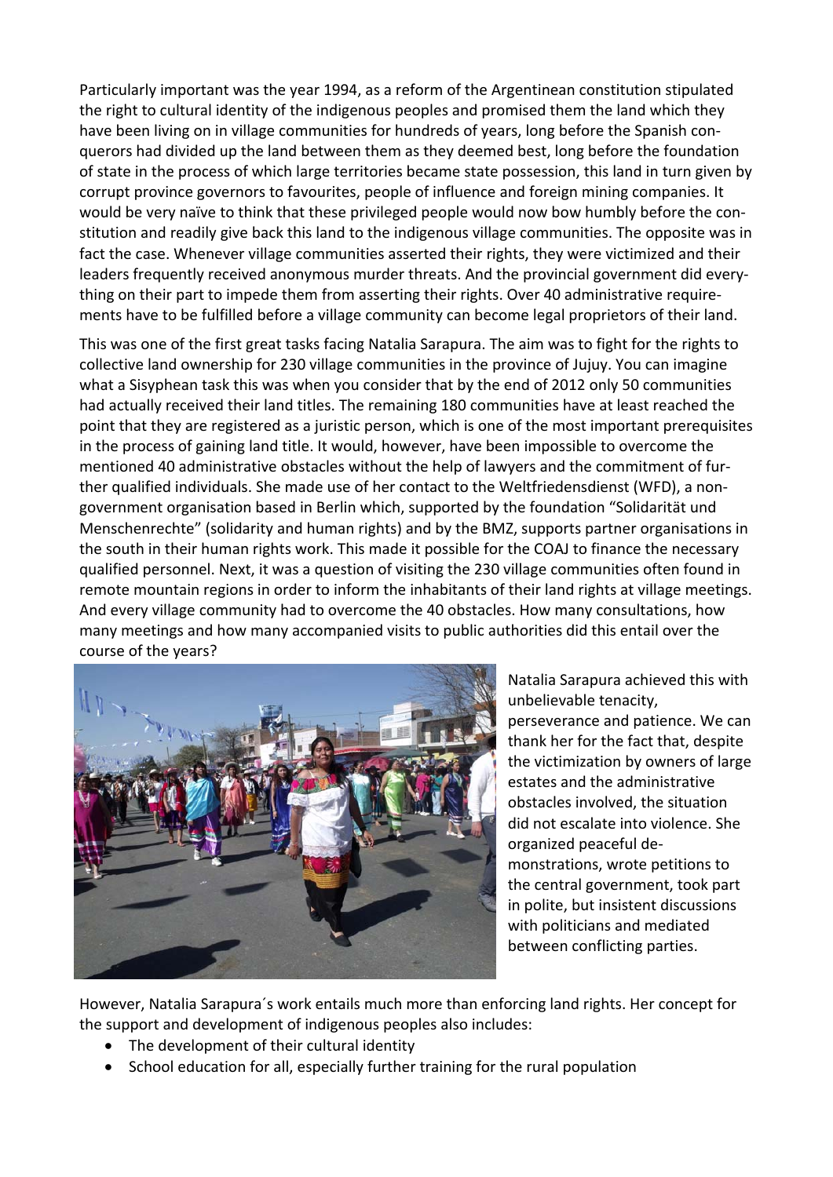Particularly important was the year 1994, as a reform of the Argentinean constitution stipulated the right to cultural identity of the indigenous peoples and promised them the land which they have been living on in village communities for hundreds of years, long before the Spanish conquerors had divided up the land between them as they deemed best, long before the foundation of state in the process of which large territories became state possession, this land in turn given by corrupt province governors to favourites, people of influence and foreign mining companies. It would be very naïve to think that these privileged people would now bow humbly before the constitution and readily give back this land to the indigenous village communities. The opposite was in fact the case. Whenever village communities asserted their rights, they were victimized and their leaders frequently received anonymous murder threats. And the provincial government did everything on their part to impede them from asserting their rights. Over 40 administrative requirements have to be fulfilled before a village community can become legal proprietors of their land.

This was one of the first great tasks facing Natalia Sarapura. The aim was to fight for the rights to collective land ownership for 230 village communities in the province of Jujuy. You can imagine what a Sisyphean task this was when you consider that by the end of 2012 only 50 communities had actually received their land titles. The remaining 180 communities have at least reached the point that they are registered as a juristic person, which is one of the most important prerequisites in the process of gaining land title. It would, however, have been impossible to overcome the mentioned 40 administrative obstacles without the help of lawyers and the commitment of further qualified individuals. She made use of her contact to the Weltfriedensdienst (WFD), a non-government organisation based in Berlin which, supported by the foundation "Solidarität und Menschenrechte" (solidarity and human rights) and by the BMZ, supports partner organisations in the south in their human rights work. This made it possible for the COAJ to finance the necessary qualified personnel. Next, it was a question of visiting the 230 village communities often found in remote mountain regions in order to inform the inhabitants of their land rights at village meetings. And every village community had to overcome the 40 obstacles. How many consultations, how many meetings and how many accompanied visits to public authorities did this entail over the course of the years?

Natalia Sarapura achieved this with unbelievable tenacity, perseverance and patience. We can thank her for the fact that, despite the victimization by owners of large estates and the administrative obstacles involved, the situation did not escalate into violence. She organized peaceful demonstrations, wrote petitions to the central government, took part in polite, but insistent discussions with politicians and mediated between conflicting parties.

However, Natalia Sarapura´s work entails much more than enforcing land rights. Her concept for the support and development of indigenous peoples also includes:

- The development of their cultural identity
- School education for all, especially further training for the rural population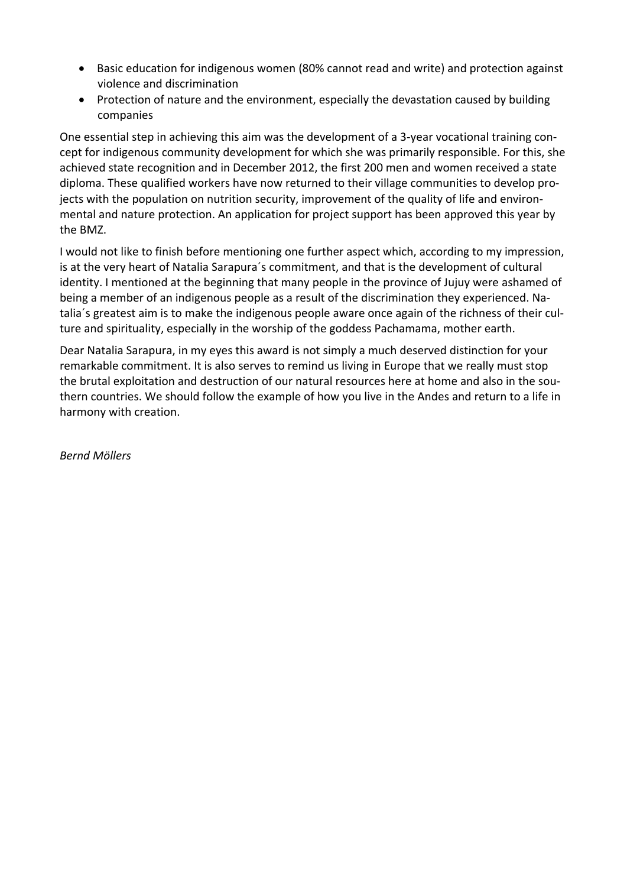- Basic education for indigenous women (80% cannot read and write) and protection against violence and discrimination
- Protection of nature and the environment, especially the devastation caused by building companies

One essential step in achieving this aim was the development of a 3-year vocational training concept for indigenous community development for which she was primarily responsible. For this, she achieved state recognition and in December 2012, the first 200 men and women received a state diploma. These qualified workers have now returned to their village communities to develop projects with the population on nutrition security, improvement of the quality of life and environmental and nature protection. An application for project support has been approved this year by the BMZ.

I would not like to finish before mentioning one further aspect which, according to my impression, is at the very heart of Natalia Sarapura´s commitment, and that is the development of cultural identity. I mentioned at the beginning that many people in the province of Jujuy were ashamed of being a member of an indigenous people as a result of the discrimination they experienced. Natalia´s greatest aim is to make the indigenous people aware once again of the richness of their culture and spirituality, especially in the worship of the goddess Pachamama, mother earth.

Dear Natalia Sarapura, in my eyes this award is not simply a much deserved distinction for your remarkable commitment. It is also serves to remind us living in Europe that we really must stop the brutal exploitation and destruction of our natural resources here at home and also in the southern countries. We should follow the example of how you live in the Andes and return to a life in harmony with creation.

*Bernd Möllers*